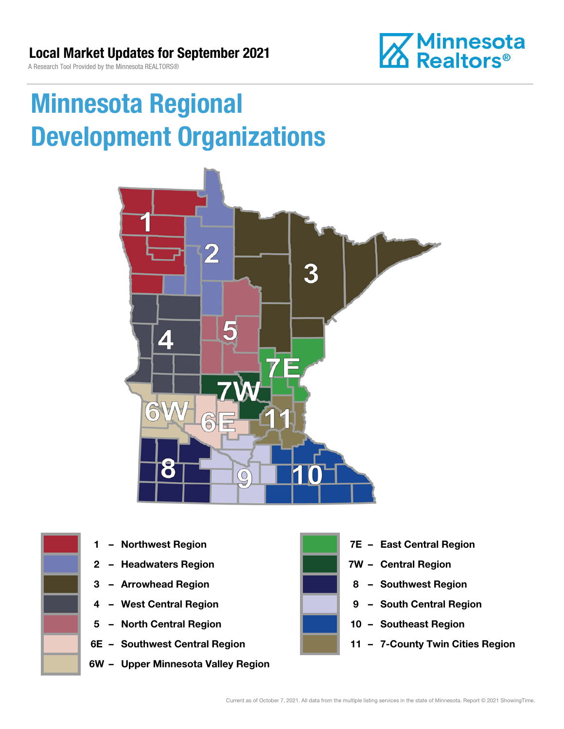Local Market Updates for September 2021

A Research Tool Provided by the Minnesota REALTORS®

Minnesota Realtors®

# Minnesota Regional Development Organizations

- 1 – Northwest Region
- 2 – Headwaters Region
- 3 – Arrowhead Region
- 4 – West Central Region
- 5 – North Central Region
- 6E – Southwest Central Region
- 6W – Upper Minnesota Valley Region
- 7E – East Central Region
- 7W – Central Region
- 8 – Southwest Region
- 9 – South Central Region
- 10 – Southeast Region
- 11 – 7-County Twin Cities Region

Current as of October 7, 2021. All data from the multiple listing services in the state of Minnesota. Report © 2021 ShowingTime.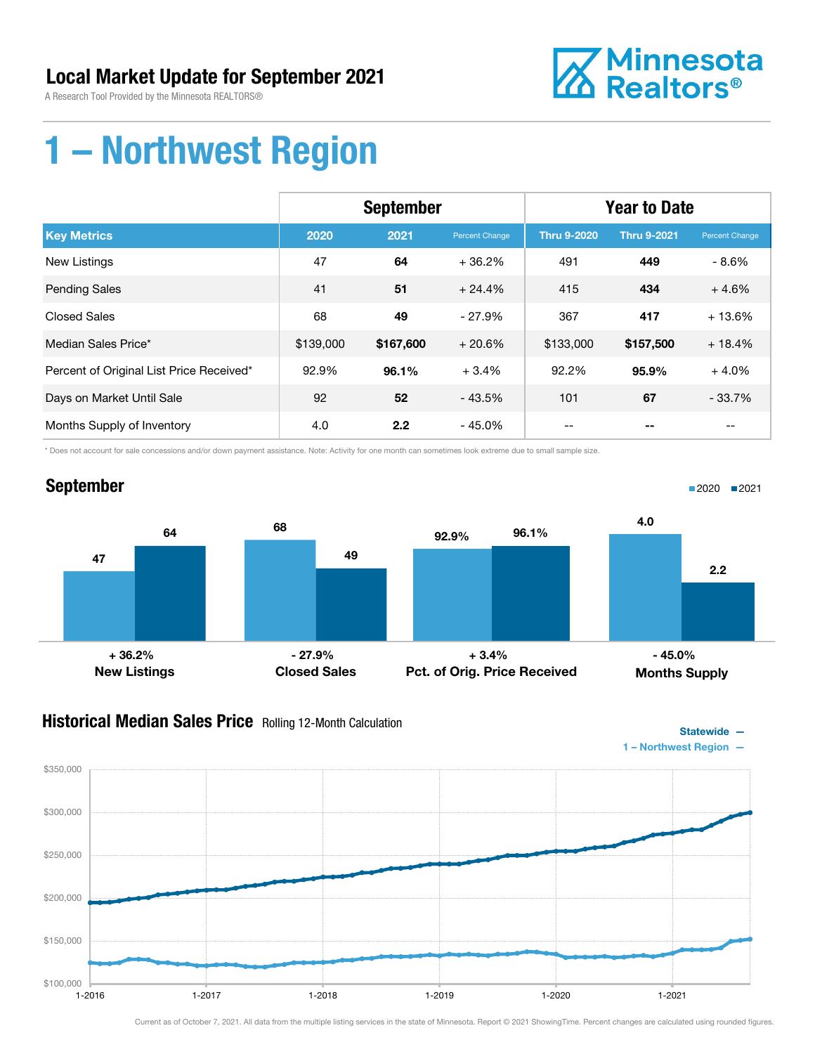# Local Market Update for September 2021

A Research Tool Provided by the Minnesota REALTORS®

Minnesota Realtors®

# 1 – Northwest Region

| | September | | | Year to Date | | |
|---|---|---|---|---|---|---|
| **Key Metrics** | **2020** | **2021** | **Percent Change** | **Thru 9-2020** | **Thru 9-2021** | **Percent Change** |
| New Listings | 47 | **64** | + 36.2% | 491 | **449** | - 8.6% |
| Pending Sales | 41 | **51** | + 24.4% | 415 | **434** | + 4.6% |
| Closed Sales | 68 | **49** | - 27.9% | 367 | **417** | + 13.6% |
| Median Sales Price* | $139,000 | **$167,600** | + 20.6% | $133,000 | **$157,500** | + 18.4% |
| Percent of Original List Price Received* | 92.9% | **96.1%** | + 3.4% | 92.2% | **95.9%** | + 4.0% |
| Days on Market Until Sale | 92 | **52** | - 43.5% | 101 | **67** | - 33.7% |
| Months Supply of Inventory | 4.0 | **2.2** | - 45.0% | -- | **--** | -- |

\* Does not account for sale concessions and/or down payment assistance. Note: Activity for one month can sometimes look extreme due to small sample size.

## September

■2020 ■2021

| | 2020 | 2021 | Change |
|---|---|---|---|
| New Listings | 47 | 64 | + 36.2% |
| Closed Sales | 68 | 49 | - 27.9% |
| Pct. of Orig. Price Received | 92.9% | 96.1% | + 3.4% |
| Months Supply | 4.0 | 2.2 | - 45.0% |

## Historical Median Sales Price

Rolling 12-Month Calculation

Statewide —
1 – Northwest Region —

Current as of October 7, 2021. All data from the multiple listing services in the state of Minnesota. Report © 2021 ShowingTime. Percent changes are calculated using rounded figures.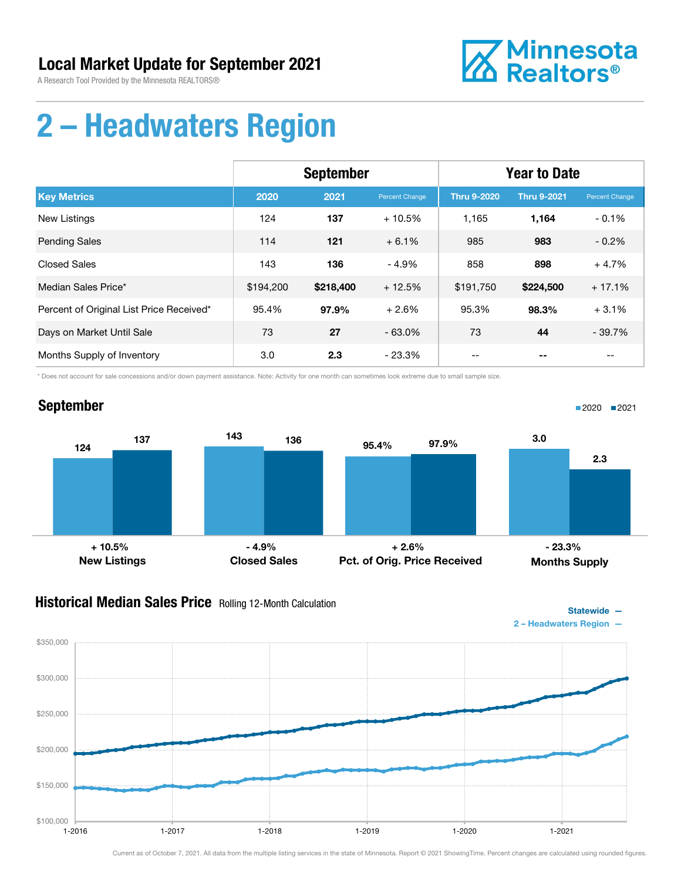# Local Market Update for September 2021

A Research Tool Provided by the Minnesota REALTORS®

Minnesota Realtors®

# 2 – Headwaters Region

| | September | | | Year to Date | | |
|---|---|---|---|---|---|---|
| **Key Metrics** | **2020** | **2021** | **Percent Change** | **Thru 9-2020** | **Thru 9-2021** | **Percent Change** |
| New Listings | 124 | **137** | + 10.5% | 1,165 | **1,164** | - 0.1% |
| Pending Sales | 114 | **121** | + 6.1% | 985 | **983** | - 0.2% |
| Closed Sales | 143 | **136** | - 4.9% | 858 | **898** | + 4.7% |
| Median Sales Price* | $194,200 | **$218,400** | + 12.5% | $191,750 | **$224,500** | + 17.1% |
| Percent of Original List Price Received* | 95.4% | **97.9%** | + 2.6% | 95.3% | **98.3%** | + 3.1% |
| Days on Market Until Sale | 73 | **27** | - 63.0% | 73 | **44** | - 39.7% |
| Months Supply of Inventory | 3.0 | **2.3** | - 23.3% | -- | **--** | -- |

\* Does not account for sale concessions and/or down payment assistance. Note: Activity for one month can sometimes look extreme due to small sample size.

## September

| | 2020 | 2021 | Change |
|---|---|---|---|
| New Listings | 124 | 137 | + 10.5% |
| Closed Sales | 143 | 136 | - 4.9% |
| Pct. of Orig. Price Received | 95.4% | 97.9% | + 2.6% |
| Months Supply | 3.0 | 2.3 | - 23.3% |

## Historical Median Sales Price Rolling 12-Month Calculation

Statewide —
2 – Headwaters Region —

Current as of October 7, 2021. All data from the multiple listing services in the state of Minnesota. Report © 2021 ShowingTime. Percent changes are calculated using rounded figures.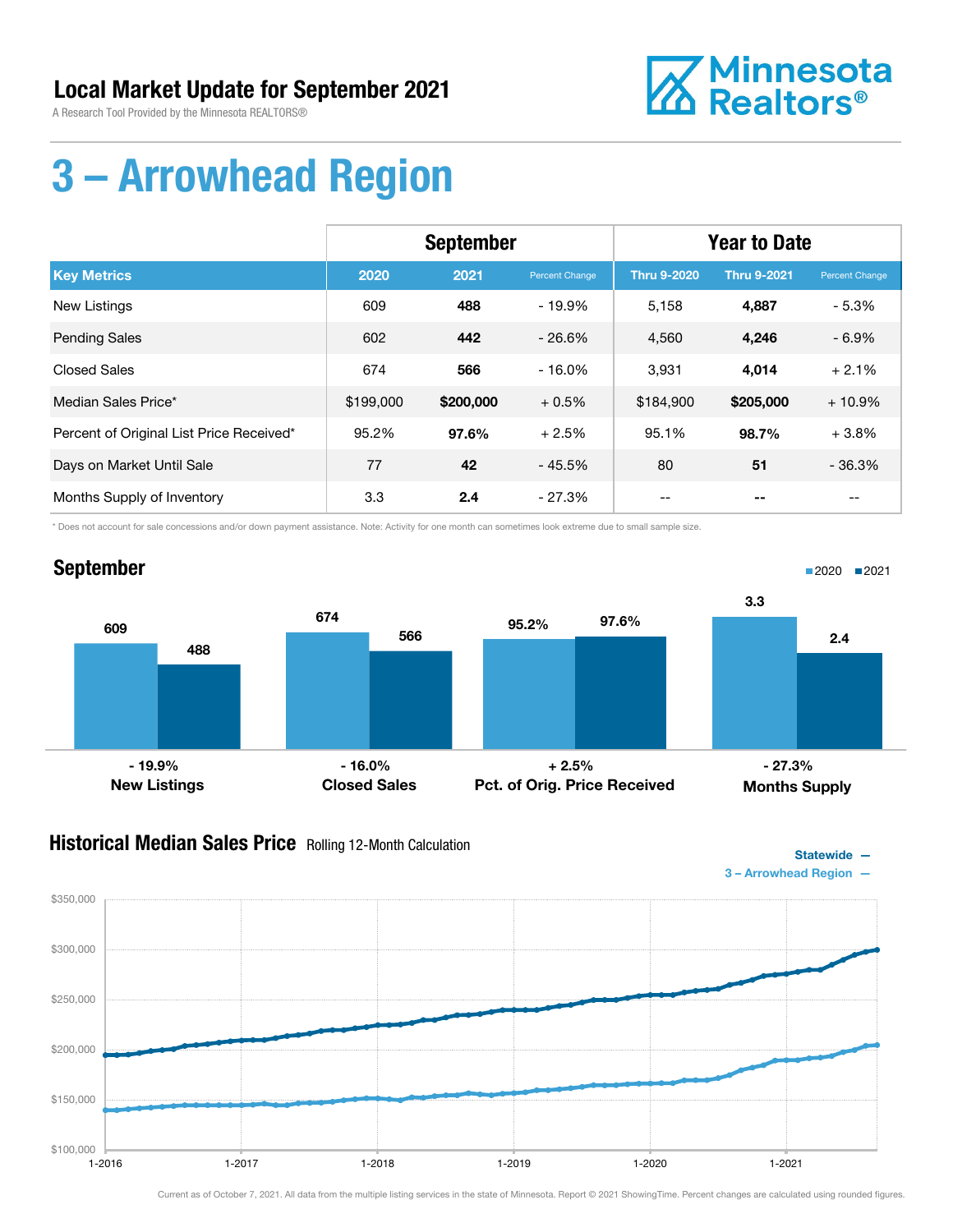# Local Market Update for September 2021

A Research Tool Provided by the Minnesota REALTORS®

# 3 – Arrowhead Region

| | September | | | Year to Date | | |
|---|---|---|---|---|---|---|
| **Key Metrics** | **2020** | **2021** | **Percent Change** | **Thru 9-2020** | **Thru 9-2021** | **Percent Change** |
| New Listings | 609 | **488** | - 19.9% | 5,158 | **4,887** | - 5.3% |
| Pending Sales | 602 | **442** | - 26.6% | 4,560 | **4,246** | - 6.9% |
| Closed Sales | 674 | **566** | - 16.0% | 3,931 | **4,014** | + 2.1% |
| Median Sales Price* | $199,000 | **$200,000** | + 0.5% | $184,900 | **$205,000** | + 10.9% |
| Percent of Original List Price Received* | 95.2% | **97.6%** | + 2.5% | 95.1% | **98.7%** | + 3.8% |
| Days on Market Until Sale | 77 | **42** | - 45.5% | 80 | **51** | - 36.3% |
| Months Supply of Inventory | 3.3 | **2.4** | - 27.3% | -- | **--** | -- |

\* Does not account for sale concessions and/or down payment assistance. Note: Activity for one month can sometimes look extreme due to small sample size.

## September

| | 2020 | 2021 | Change |
|---|---|---|---|
| New Listings | 609 | 488 | - 19.9% |
| Closed Sales | 674 | 566 | - 16.0% |
| Pct. of Orig. Price Received | 95.2% | 97.6% | + 2.5% |
| Months Supply | 3.3 | 2.4 | - 27.3% |

## Historical Median Sales Price
Rolling 12-Month Calculation

Statewide —
3 – Arrowhead Region —

Current as of October 7, 2021. All data from the multiple listing services in the state of Minnesota. Report © 2021 ShowingTime. Percent changes are calculated using rounded figures.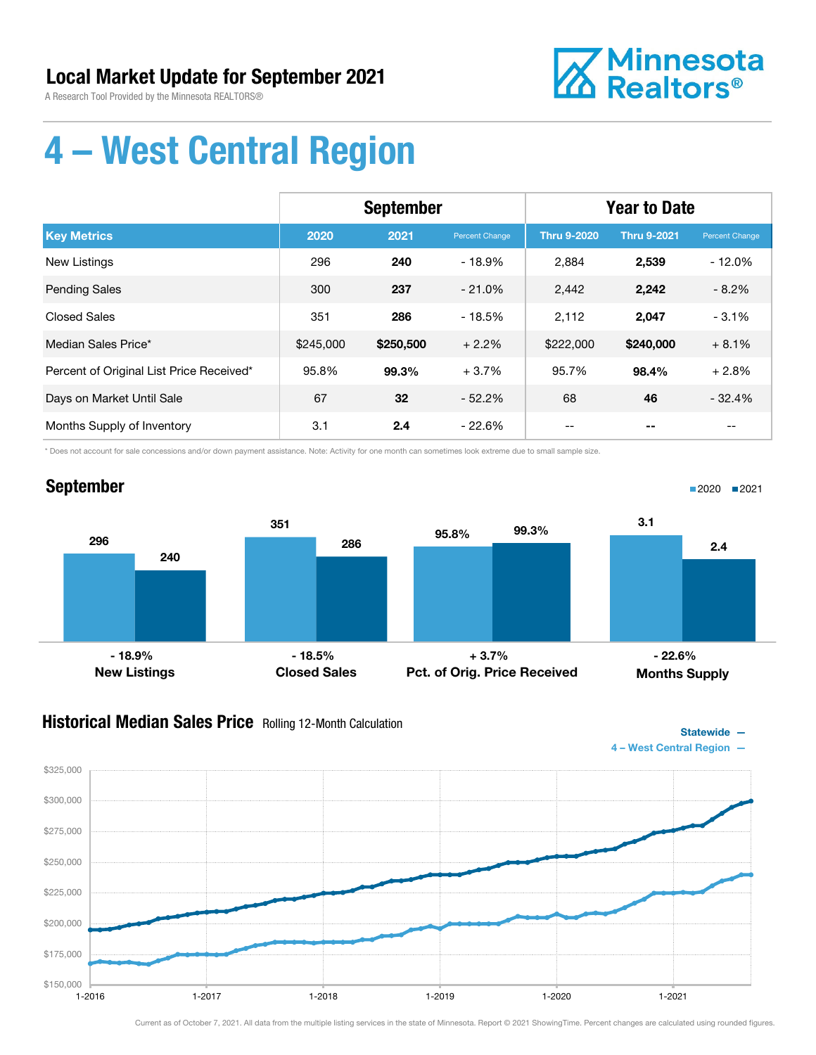# Local Market Update for September 2021

A Research Tool Provided by the Minnesota REALTORS®

Minnesota Realtors®

# 4 – West Central Region

| | September | | | Year to Date | | |
|---|---|---|---|---|---|---|
| **Key Metrics** | **2020** | **2021** | **Percent Change** | **Thru 9-2020** | **Thru 9-2021** | **Percent Change** |
| New Listings | 296 | **240** | - 18.9% | 2,884 | **2,539** | - 12.0% |
| Pending Sales | 300 | **237** | - 21.0% | 2,442 | **2,242** | - 8.2% |
| Closed Sales | 351 | **286** | - 18.5% | 2,112 | **2,047** | - 3.1% |
| Median Sales Price* | $245,000 | **$250,500** | + 2.2% | $222,000 | **$240,000** | + 8.1% |
| Percent of Original List Price Received* | 95.8% | **99.3%** | + 3.7% | 95.7% | **98.4%** | + 2.8% |
| Days on Market Until Sale | 67 | **32** | - 52.2% | 68 | **46** | - 32.4% |
| Months Supply of Inventory | 3.1 | **2.4** | - 22.6% | -- | **--** | -- |

\* Does not account for sale concessions and/or down payment assistance. Note: Activity for one month can sometimes look extreme due to small sample size.

## September

| | 2020 | 2021 | Change |
|---|---|---|---|
| New Listings | 296 | 240 | - 18.9% |
| Closed Sales | 351 | 286 | - 18.5% |
| Pct. of Orig. Price Received | 95.8% | 99.3% | + 3.7% |
| Months Supply | 3.1 | 2.4 | - 22.6% |

## Historical Median Sales Price Rolling 12-Month Calculation

Statewide —
4 – West Central Region —

Current as of October 7, 2021. All data from the multiple listing services in the state of Minnesota. Report © 2021 ShowingTime. Percent changes are calculated using rounded figures.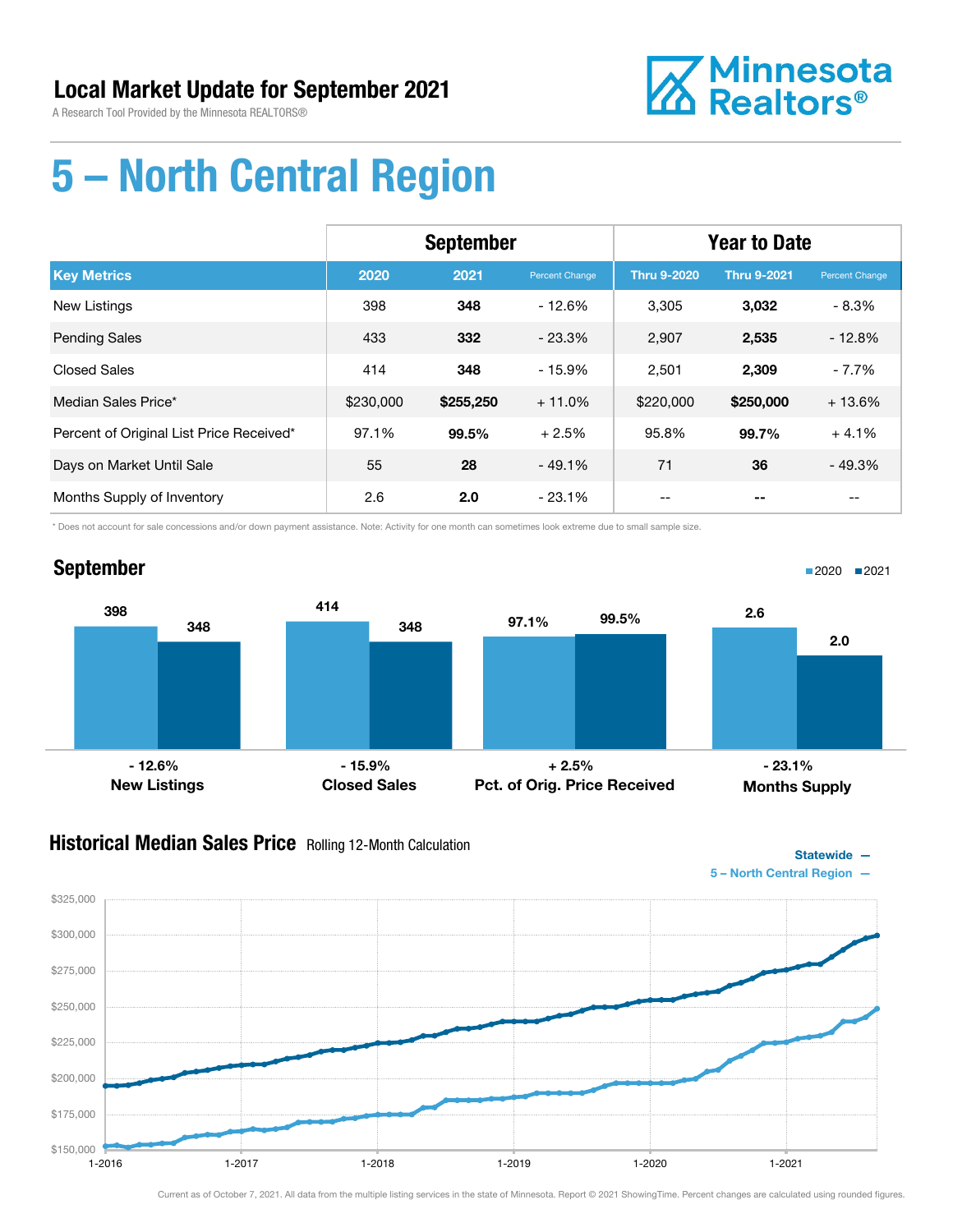# Local Market Update for September 2021

A Research Tool Provided by the Minnesota REALTORS®

Minnesota Realtors®

# 5 – North Central Region

| | September | | | Year to Date | | |
|---|---|---|---|---|---|---|
| **Key Metrics** | **2020** | **2021** | **Percent Change** | **Thru 9-2020** | **Thru 9-2021** | **Percent Change** |
| New Listings | 398 | **348** | - 12.6% | 3,305 | **3,032** | - 8.3% |
| Pending Sales | 433 | **332** | - 23.3% | 2,907 | **2,535** | - 12.8% |
| Closed Sales | 414 | **348** | - 15.9% | 2,501 | **2,309** | - 7.7% |
| Median Sales Price* | $230,000 | **$255,250** | + 11.0% | $220,000 | **$250,000** | + 13.6% |
| Percent of Original List Price Received* | 97.1% | **99.5%** | + 2.5% | 95.8% | **99.7%** | + 4.1% |
| Days on Market Until Sale | 55 | **28** | - 49.1% | 71 | **36** | - 49.3% |
| Months Supply of Inventory | 2.6 | **2.0** | - 23.1% | -- | **--** | -- |

\* Does not account for sale concessions and/or down payment assistance. Note: Activity for one month can sometimes look extreme due to small sample size.

## September

| | 2020 | 2021 | Change |
|---|---|---|---|
| New Listings | 398 | 348 | - 12.6% |
| Closed Sales | 414 | 348 | - 15.9% |
| Pct. of Orig. Price Received | 97.1% | 99.5% | + 2.5% |
| Months Supply | 2.6 | 2.0 | - 23.1% |

## Historical Median Sales Price Rolling 12-Month Calculation

Statewide —
5 – North Central Region —

Current as of October 7, 2021. All data from the multiple listing services in the state of Minnesota. Report © 2021 ShowingTime. Percent changes are calculated using rounded figures.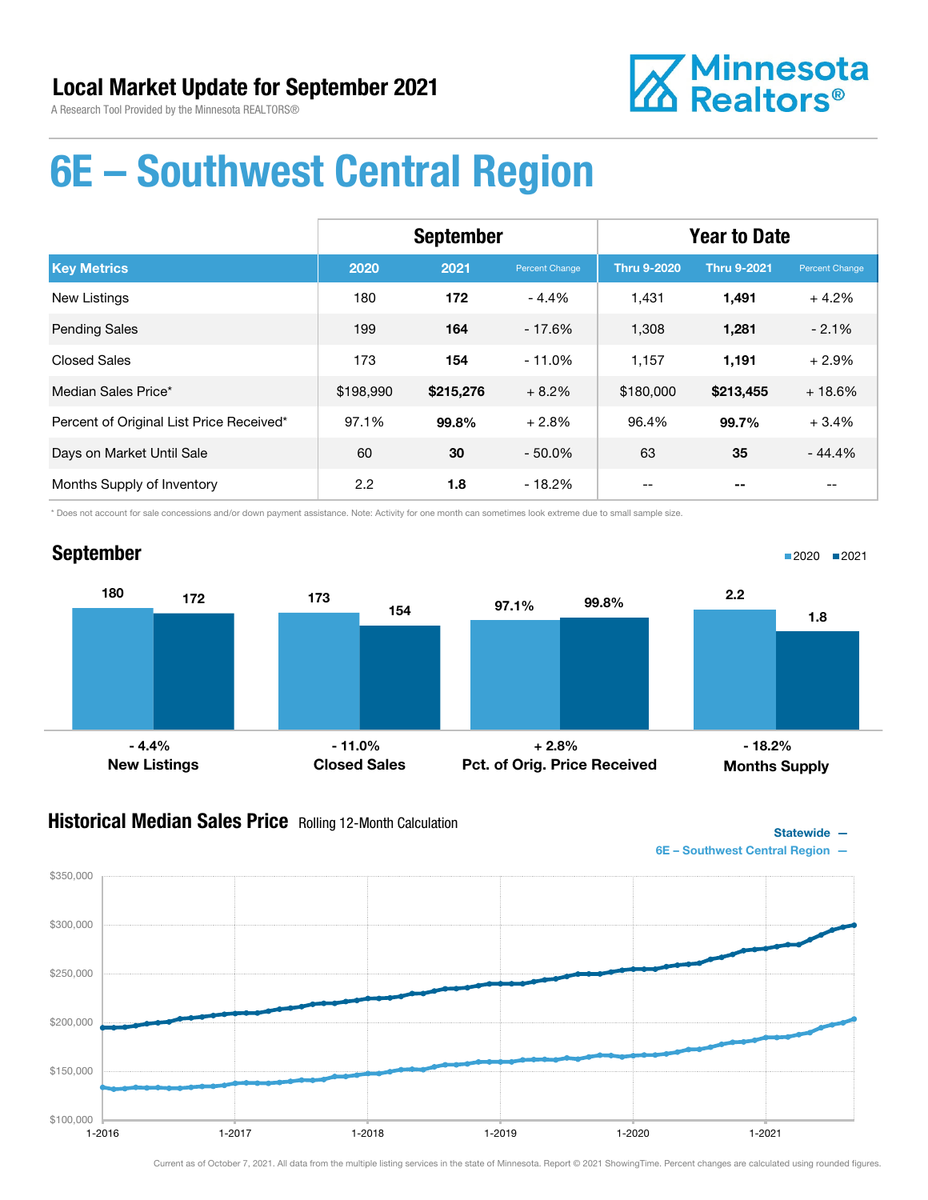# Local Market Update for September 2021

A Research Tool Provided by the Minnesota REALTORS®

Minnesota Realtors®

# 6E – Southwest Central Region

| | September | | | Year to Date | | |
|---|---|---|---|---|---|---|
| **Key Metrics** | **2020** | **2021** | **Percent Change** | **Thru 9-2020** | **Thru 9-2021** | **Percent Change** |
| New Listings | 180 | **172** | - 4.4% | 1,431 | **1,491** | + 4.2% |
| Pending Sales | 199 | **164** | - 17.6% | 1,308 | **1,281** | - 2.1% |
| Closed Sales | 173 | **154** | - 11.0% | 1,157 | **1,191** | + 2.9% |
| Median Sales Price* | $198,990 | **$215,276** | + 8.2% | $180,000 | **$213,455** | + 18.6% |
| Percent of Original List Price Received* | 97.1% | **99.8%** | + 2.8% | 96.4% | **99.7%** | + 3.4% |
| Days on Market Until Sale | 60 | **30** | - 50.0% | 63 | **35** | - 44.4% |
| Months Supply of Inventory | 2.2 | **1.8** | - 18.2% | -- | **--** | -- |

\* Does not account for sale concessions and/or down payment assistance. Note: Activity for one month can sometimes look extreme due to small sample size.

## September

| | 2020 | 2021 | Change |
|---|---|---|---|
| New Listings | 180 | 172 | - 4.4% |
| Closed Sales | 173 | 154 | - 11.0% |
| Pct. of Orig. Price Received | 97.1% | 99.8% | + 2.8% |
| Months Supply | 2.2 | 1.8 | - 18.2% |

## Historical Median Sales Price Rolling 12-Month Calculation

Statewide —
6E – Southwest Central Region —

Current as of October 7, 2021. All data from the multiple listing services in the state of Minnesota. Report © 2021 ShowingTime. Percent changes are calculated using rounded figures.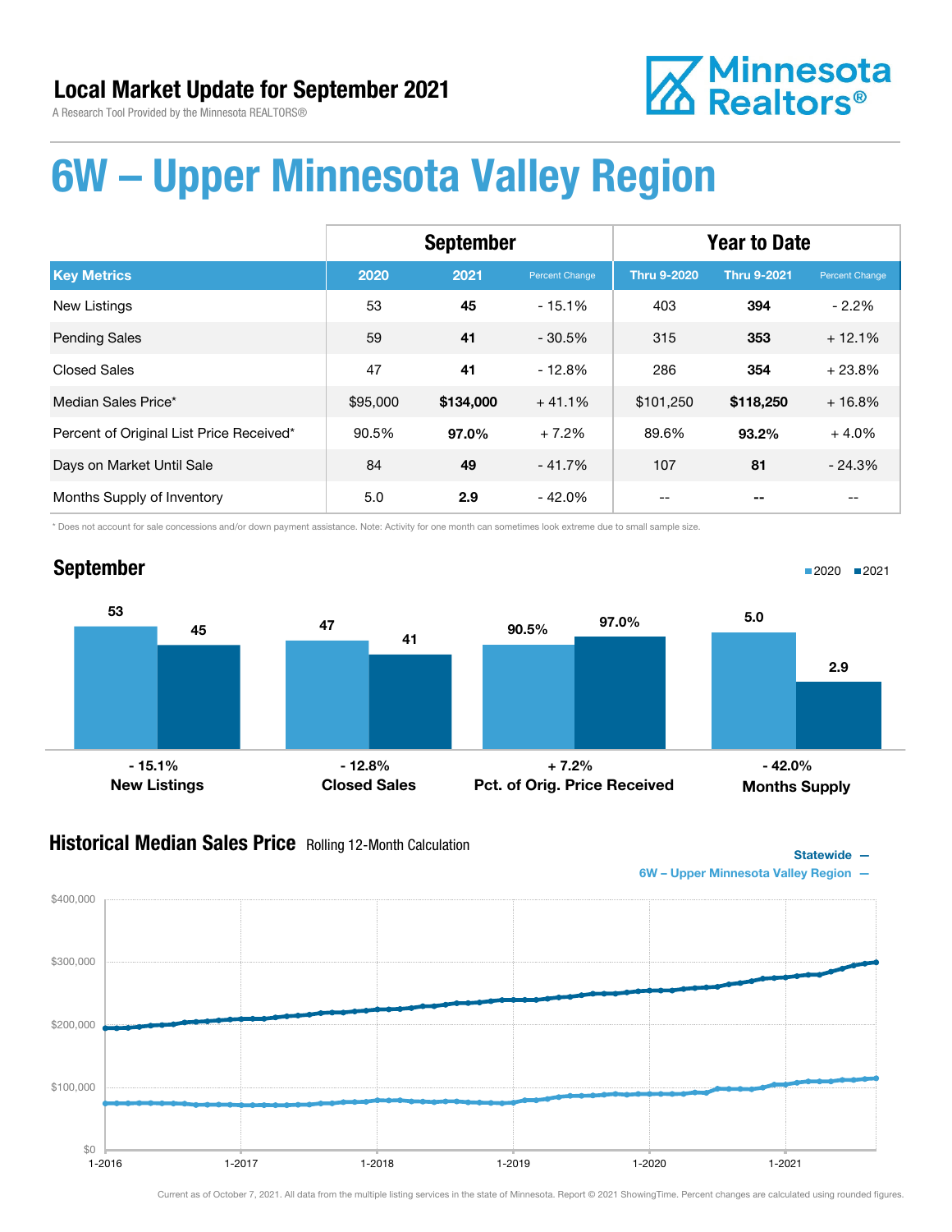# Local Market Update for September 2021

A Research Tool Provided by the Minnesota REALTORS®

Minnesota Realtors®

# 6W – Upper Minnesota Valley Region

| | September | | | Year to Date | | |
|---|---|---|---|---|---|---|
| **Key Metrics** | **2020** | **2021** | **Percent Change** | **Thru 9-2020** | **Thru 9-2021** | **Percent Change** |
| New Listings | 53 | **45** | - 15.1% | 403 | **394** | - 2.2% |
| Pending Sales | 59 | **41** | - 30.5% | 315 | **353** | + 12.1% |
| Closed Sales | 47 | **41** | - 12.8% | 286 | **354** | + 23.8% |
| Median Sales Price* | $95,000 | **$134,000** | + 41.1% | $101,250 | **$118,250** | + 16.8% |
| Percent of Original List Price Received* | 90.5% | **97.0%** | + 7.2% | 89.6% | **93.2%** | + 4.0% |
| Days on Market Until Sale | 84 | **49** | - 41.7% | 107 | **81** | - 24.3% |
| Months Supply of Inventory | 5.0 | **2.9** | - 42.0% | -- | **--** | -- |

\* Does not account for sale concessions and/or down payment assistance. Note: Activity for one month can sometimes look extreme due to small sample size.

## September

■2020 ■2021

| | 2020 | 2021 | Change |
|---|---|---|---|
| New Listings | 53 | 45 | - 15.1% |
| Closed Sales | 47 | 41 | - 12.8% |
| Pct. of Orig. Price Received | 90.5% | 97.0% | + 7.2% |
| Months Supply | 5.0 | 2.9 | - 42.0% |

## Historical Median Sales Price Rolling 12-Month Calculation

Statewide —
6W – Upper Minnesota Valley Region —

$400,000
$300,000
$200,000
$100,000
$0

1-2016 1-2017 1-2018 1-2019 1-2020 1-2021

Current as of October 7, 2021. All data from the multiple listing services in the state of Minnesota. Report © 2021 ShowingTime. Percent changes are calculated using rounded figures.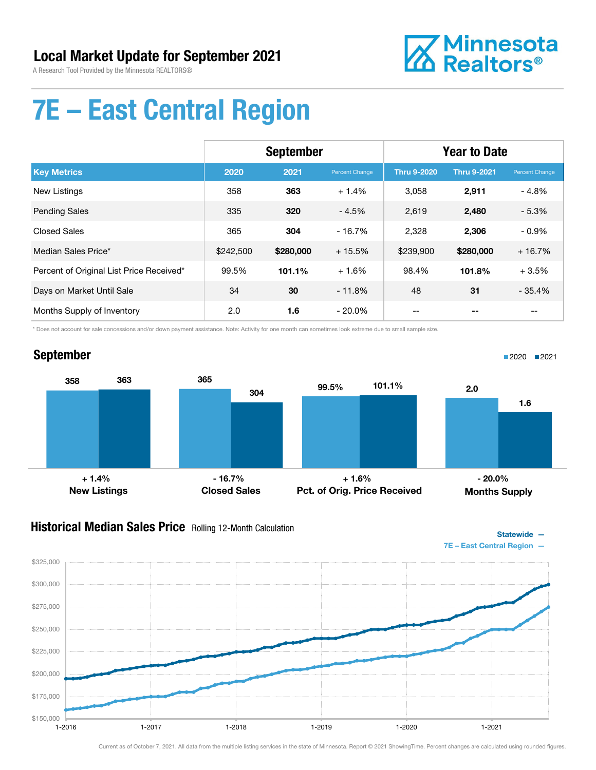# Local Market Update for September 2021

A Research Tool Provided by the Minnesota REALTORS®

Minnesota Realtors®

# 7E – East Central Region

| | September | | | Year to Date | | |
|---|---|---|---|---|---|---|
| **Key Metrics** | **2020** | **2021** | **Percent Change** | **Thru 9-2020** | **Thru 9-2021** | **Percent Change** |
| New Listings | 358 | **363** | + 1.4% | 3,058 | **2,911** | - 4.8% |
| Pending Sales | 335 | **320** | - 4.5% | 2,619 | **2,480** | - 5.3% |
| Closed Sales | 365 | **304** | - 16.7% | 2,328 | **2,306** | - 0.9% |
| Median Sales Price* | $242,500 | **$280,000** | + 15.5% | $239,900 | **$280,000** | + 16.7% |
| Percent of Original List Price Received* | 99.5% | **101.1%** | + 1.6% | 98.4% | **101.8%** | + 3.5% |
| Days on Market Until Sale | 34 | **30** | - 11.8% | 48 | **31** | - 35.4% |
| Months Supply of Inventory | 2.0 | **1.6** | - 20.0% | -- | **--** | -- |

\* Does not account for sale concessions and/or down payment assistance. Note: Activity for one month can sometimes look extreme due to small sample size.

## September

■2020 ■2021

| | 2020 | 2021 | Change |
|---|---|---|---|
| **New Listings** | 358 | 363 | + 1.4% |
| **Closed Sales** | 365 | 304 | - 16.7% |
| **Pct. of Orig. Price Received** | 99.5% | 101.1% | + 1.6% |
| **Months Supply** | 2.0 | 1.6 | - 20.0% |

## Historical Median Sales Price Rolling 12-Month Calculation

Statewide —
7E – East Central Region —

Current as of October 7, 2021. All data from the multiple listing services in the state of Minnesota. Report © 2021 ShowingTime. Percent changes are calculated using rounded figures.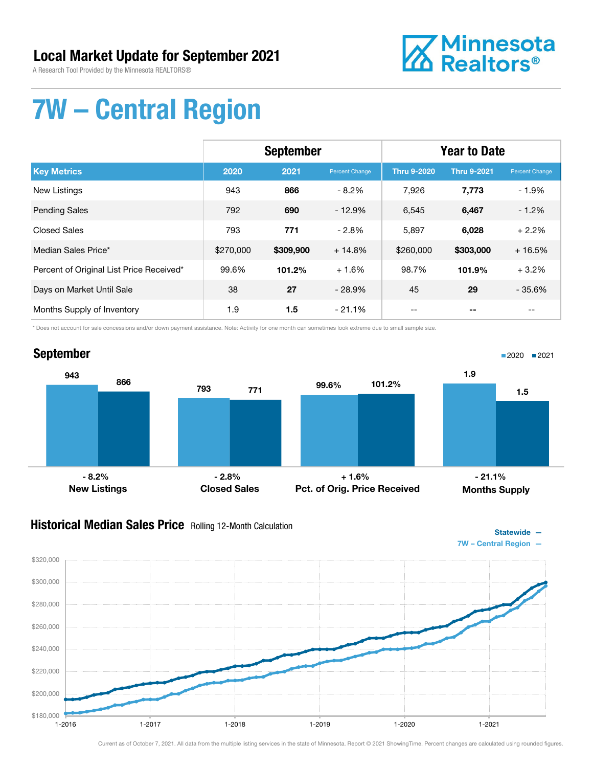# Local Market Update for September 2021

A Research Tool Provided by the Minnesota REALTORS®

Minnesota Realtors®

# 7W – Central Region

| | September | | | Year to Date | | |
|---|---|---|---|---|---|---|
| **Key Metrics** | **2020** | **2021** | **Percent Change** | **Thru 9-2020** | **Thru 9-2021** | **Percent Change** |
| New Listings | 943 | **866** | - 8.2% | 7,926 | **7,773** | - 1.9% |
| Pending Sales | 792 | **690** | - 12.9% | 6,545 | **6,467** | - 1.2% |
| Closed Sales | 793 | **771** | - 2.8% | 5,897 | **6,028** | + 2.2% |
| Median Sales Price* | $270,000 | **$309,900** | + 14.8% | $260,000 | **$303,000** | + 16.5% |
| Percent of Original List Price Received* | 99.6% | **101.2%** | + 1.6% | 98.7% | **101.9%** | + 3.2% |
| Days on Market Until Sale | 38 | **27** | - 28.9% | 45 | **29** | - 35.6% |
| Months Supply of Inventory | 1.9 | **1.5** | - 21.1% | -- | **--** | -- |

\* Does not account for sale concessions and/or down payment assistance. Note: Activity for one month can sometimes look extreme due to small sample size.

## September

| | 2020 | 2021 | Change |
|---|---|---|---|
| New Listings | 943 | 866 | - 8.2% |
| Closed Sales | 793 | 771 | - 2.8% |
| Pct. of Orig. Price Received | 99.6% | 101.2% | + 1.6% |
| Months Supply | 1.9 | 1.5 | - 21.1% |

## Historical Median Sales Price Rolling 12-Month Calculation

Statewide —
7W – Central Region —

Current as of October 7, 2021. All data from the multiple listing services in the state of Minnesota. Report © 2021 ShowingTime. Percent changes are calculated using rounded figures.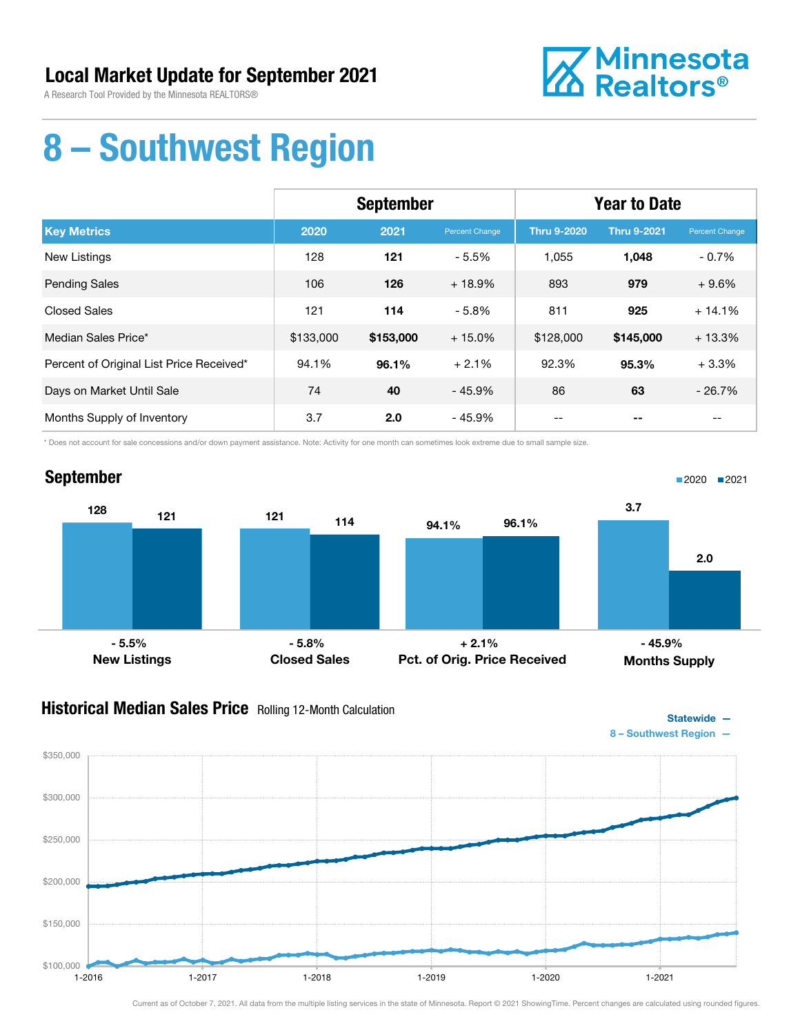# Local Market Update for September 2021

A Research Tool Provided by the Minnesota REALTORS®

Minnesota Realtors®

# 8 – Southwest Region

| | September | | | Year to Date | | |
|---|---|---|---|---|---|---|
| **Key Metrics** | **2020** | **2021** | **Percent Change** | **Thru 9-2020** | **Thru 9-2021** | **Percent Change** |
| New Listings | 128 | **121** | - 5.5% | 1,055 | **1,048** | - 0.7% |
| Pending Sales | 106 | **126** | + 18.9% | 893 | **979** | + 9.6% |
| Closed Sales | 121 | **114** | - 5.8% | 811 | **925** | + 14.1% |
| Median Sales Price* | $133,000 | **$153,000** | + 15.0% | $128,000 | **$145,000** | + 13.3% |
| Percent of Original List Price Received* | 94.1% | **96.1%** | + 2.1% | 92.3% | **95.3%** | + 3.3% |
| Days on Market Until Sale | 74 | **40** | - 45.9% | 86 | **63** | - 26.7% |
| Months Supply of Inventory | 3.7 | **2.0** | - 45.9% | -- | **--** | -- |

\* Does not account for sale concessions and/or down payment assistance. Note: Activity for one month can sometimes look extreme due to small sample size.

## September

■2020 ■2021

| | 2020 | 2021 | Change |
|---|---|---|---|
| New Listings | 128 | 121 | - 5.5% |
| Closed Sales | 121 | 114 | - 5.8% |
| Pct. of Orig. Price Received | 94.1% | 96.1% | + 2.1% |
| Months Supply | 3.7 | 2.0 | - 45.9% |

## Historical Median Sales Price Rolling 12-Month Calculation

Statewide —
8 – Southwest Region —

$350,000 · $300,000 · $250,000 · $200,000 · $150,000 · $100,000

1-2016 · 1-2017 · 1-2018 · 1-2019 · 1-2020 · 1-2021

Current as of October 7, 2021. All data from the multiple listing services in the state of Minnesota. Report © 2021 ShowingTime. Percent changes are calculated using rounded figures.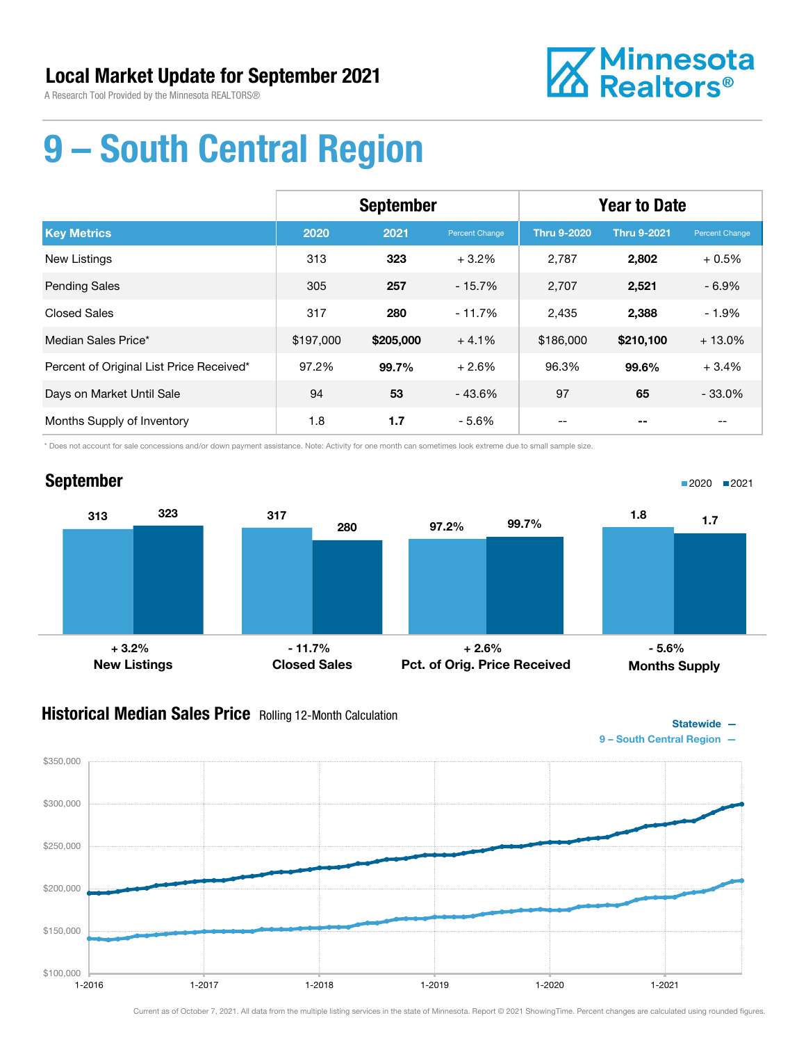# Local Market Update for September 2021

A Research Tool Provided by the Minnesota REALTORS®

Minnesota Realtors®

# 9 – South Central Region

| | September | | | Year to Date | | |
|---|---|---|---|---|---|---|
| **Key Metrics** | **2020** | **2021** | **Percent Change** | **Thru 9-2020** | **Thru 9-2021** | **Percent Change** |
| New Listings | 313 | **323** | + 3.2% | 2,787 | **2,802** | + 0.5% |
| Pending Sales | 305 | **257** | - 15.7% | 2,707 | **2,521** | - 6.9% |
| Closed Sales | 317 | **280** | - 11.7% | 2,435 | **2,388** | - 1.9% |
| Median Sales Price* | $197,000 | **$205,000** | + 4.1% | $186,000 | **$210,100** | + 13.0% |
| Percent of Original List Price Received* | 97.2% | **99.7%** | + 2.6% | 96.3% | **99.6%** | + 3.4% |
| Days on Market Until Sale | 94 | **53** | - 43.6% | 97 | **65** | - 33.0% |
| Months Supply of Inventory | 1.8 | **1.7** | - 5.6% | -- | **--** | -- |

\* Does not account for sale concessions and/or down payment assistance. Note: Activity for one month can sometimes look extreme due to small sample size.

## September

2020 ■ 2021 ■

| | 2020 | 2021 | Change |
|---|---|---|---|
| New Listings | 313 | 323 | + 3.2% |
| Closed Sales | 317 | 280 | - 11.7% |
| Pct. of Orig. Price Received | 97.2% | 99.7% | + 2.6% |
| Months Supply | 1.8 | 1.7 | - 5.6% |

## Historical Median Sales Price Rolling 12-Month Calculation

Statewide —
9 – South Central Region —

$350,000 / $300,000 / $250,000 / $200,000 / $150,000 / $100,000

1-2016 / 1-2017 / 1-2018 / 1-2019 / 1-2020 / 1-2021

Current as of October 7, 2021. All data from the multiple listing services in the state of Minnesota. Report © 2021 ShowingTime. Percent changes are calculated using rounded figures.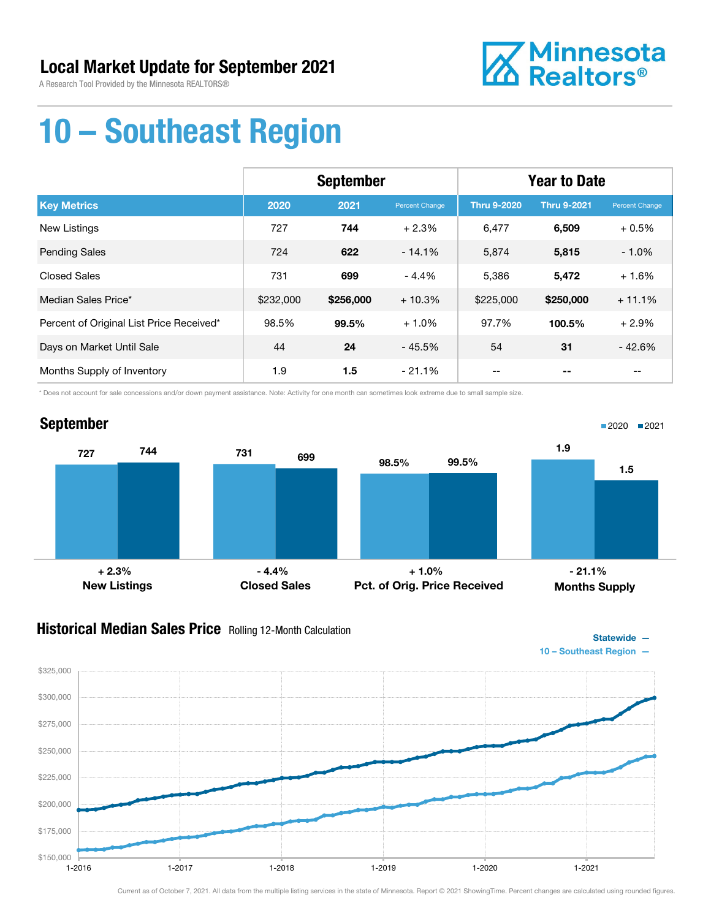# Local Market Update for September 2021

A Research Tool Provided by the Minnesota REALTORS®

Minnesota Realtors®

# 10 – Southeast Region

| | September | | | Year to Date | | |
|---|---|---|---|---|---|---|
| **Key Metrics** | **2020** | **2021** | **Percent Change** | **Thru 9-2020** | **Thru 9-2021** | **Percent Change** |
| New Listings | 727 | **744** | + 2.3% | 6,477 | **6,509** | + 0.5% |
| Pending Sales | 724 | **622** | - 14.1% | 5,874 | **5,815** | - 1.0% |
| Closed Sales | 731 | **699** | - 4.4% | 5,386 | **5,472** | + 1.6% |
| Median Sales Price* | $232,000 | **$256,000** | + 10.3% | $225,000 | **$250,000** | + 11.1% |
| Percent of Original List Price Received* | 98.5% | **99.5%** | + 1.0% | 97.7% | **100.5%** | + 2.9% |
| Days on Market Until Sale | 44 | **24** | - 45.5% | 54 | **31** | - 42.6% |
| Months Supply of Inventory | 1.9 | **1.5** | - 21.1% | -- | **--** | -- |

\* Does not account for sale concessions and/or down payment assistance. Note: Activity for one month can sometimes look extreme due to small sample size.

## September

2020 ■ 2021 ■

| | 2020 | 2021 | Change |
|---|---|---|---|
| New Listings | 727 | 744 | + 2.3% |
| Closed Sales | 731 | 699 | - 4.4% |
| Pct. of Orig. Price Received | 98.5% | 99.5% | + 1.0% |
| Months Supply | 1.9 | 1.5 | - 21.1% |

## Historical Median Sales Price Rolling 12-Month Calculation

Statewide —
10 – Southeast Region —

$325,000 / $300,000 / $275,000 / $250,000 / $225,000 / $200,000 / $175,000 / $150,000

1-2016 / 1-2017 / 1-2018 / 1-2019 / 1-2020 / 1-2021

Current as of October 7, 2021. All data from the multiple listing services in the state of Minnesota. Report © 2021 ShowingTime. Percent changes are calculated using rounded figures.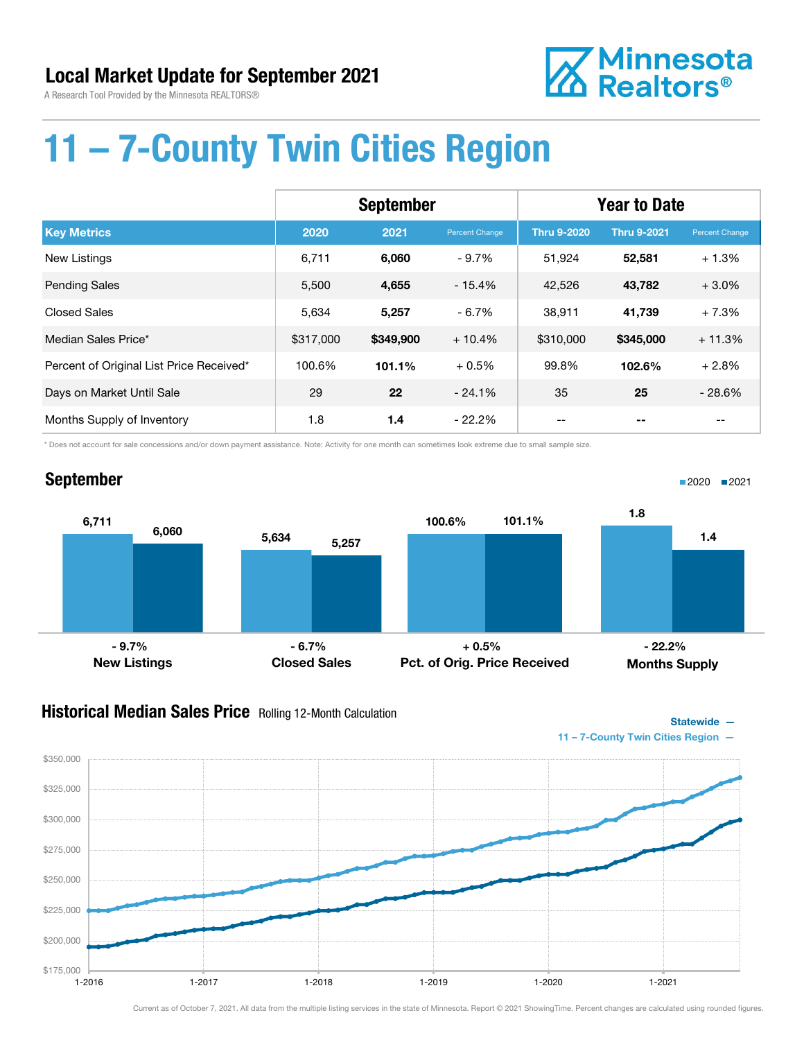## Local Market Update for September 2021

A Research Tool Provided by the Minnesota REALTORS®

Minnesota Realtors®

# 11 – 7-County Twin Cities Region

| | September | | | Year to Date | | |
|---|---|---|---|---|---|---|
| **Key Metrics** | **2020** | **2021** | **Percent Change** | **Thru 9-2020** | **Thru 9-2021** | **Percent Change** |
| New Listings | 6,711 | **6,060** | - 9.7% | 51,924 | **52,581** | + 1.3% |
| Pending Sales | 5,500 | **4,655** | - 15.4% | 42,526 | **43,782** | + 3.0% |
| Closed Sales | 5,634 | **5,257** | - 6.7% | 38,911 | **41,739** | + 7.3% |
| Median Sales Price* | $317,000 | **$349,900** | + 10.4% | $310,000 | **$345,000** | + 11.3% |
| Percent of Original List Price Received* | 100.6% | **101.1%** | + 0.5% | 99.8% | **102.6%** | + 2.8% |
| Days on Market Until Sale | 29 | **22** | - 24.1% | 35 | **25** | - 28.6% |
| Months Supply of Inventory | 1.8 | **1.4** | - 22.2% | -- | **--** | -- |

\* Does not account for sale concessions and/or down payment assistance. Note: Activity for one month can sometimes look extreme due to small sample size.

## September

2020 ■2021

6,711 6,060
- 9.7%
**New Listings**

5,634 5,257
- 6.7%
**Closed Sales**

100.6% 101.1%
+ 0.5%
**Pct. of Orig. Price Received**

1.8 1.4
- 22.2%
**Months Supply**

## Historical Median Sales Price Rolling 12-Month Calculation

Statewide —
11 – 7-County Twin Cities Region —

$350,000
$325,000
$300,000
$275,000
$250,000
$225,000
$200,000
$175,000

1-2016 1-2017 1-2018 1-2019 1-2020 1-2021

Current as of October 7, 2021. All data from the multiple listing services in the state of Minnesota. Report © 2021 ShowingTime. Percent changes are calculated using rounded figures.